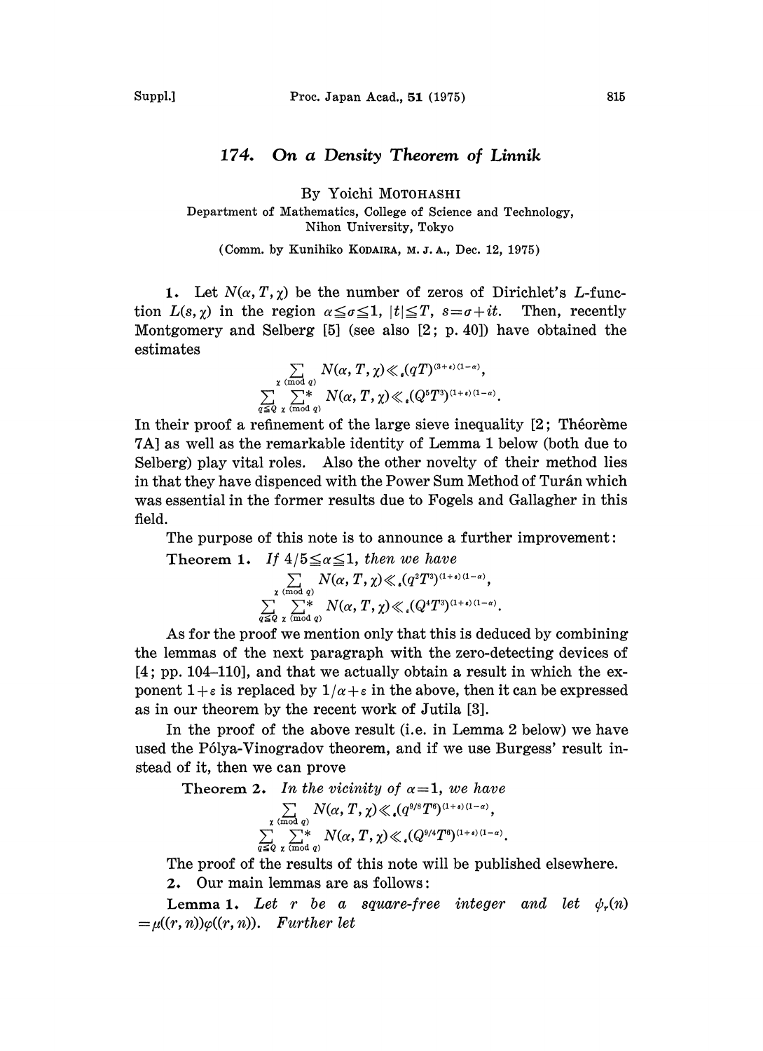# 174. On a Density Theorem of Linnik

By Yoichi MOTOHASHI

Department of Mathematics, College of Science and Technology, Nihon University, Tokyo

(Comm. by Kunihiko KODAIRA, M. J. A., Dec. 12, 1975)

1. Let $N(\alpha, T, \chi)$ be the number of zeros of Dirichlet's $L$-function $L(s, \chi)$ in the region $\alpha \leqq \sigma \leqq 1$, $|t| \leqq T$, $s=\sigma+it$. Then, recently Montgomery and Selberg [5] (see also [2; p. 40]) have obtained the estimates

$$\sum_{\chi \,(\mathrm{mod}\, q)} N(\alpha, T, \chi) \ll_{\varepsilon} (qT)^{(3+\varepsilon)(1-\alpha)},$$

$$\sum_{q \leqq Q} \sideset{}{^*}\sum_{\chi \,(\mathrm{mod}\, q)} N(\alpha, T, \chi) \ll_{\varepsilon} (Q^5 T^3)^{(1+\varepsilon)(1-\alpha)}.$$

In their proof a refinement of the large sieve inequality [2; Théorème 7A] as well as the remarkable identity of Lemma 1 below (both due to Selberg) play vital roles. Also the other novelty of their method lies in that they have dispenced with the Power Sum Method of Turán which was essential in the former results due to Fogels and Gallagher in this field.

The purpose of this note is to announce a further improvement:

**Theorem 1.** *If $4/5 \leqq \alpha \leqq 1$, then we have*

$$\sum_{\chi \,(\mathrm{mod}\, q)} N(\alpha, T, \chi) \ll_{\varepsilon} (q^2 T^3)^{(1+\varepsilon)(1-\alpha)},$$

$$\sum_{q \leqq Q} \sideset{}{^*}\sum_{\chi \,(\mathrm{mod}\, q)} N(\alpha, T, \chi) \ll_{\varepsilon} (Q^4 T^3)^{(1+\varepsilon)(1-\alpha)}.$$

As for the proof we mention only that this is deduced by combining the lemmas of the next paragraph with the zero-detecting devices of [4; pp. 104–110], and that we actually obtain a result in which the exponent $1+\varepsilon$ is replaced by $1/\alpha+\varepsilon$ in the above, then it can be expressed as in our theorem by the recent work of Jutila [3].

In the proof of the above result (i.e. in Lemma 2 below) we have used the Pólya-Vinogradov theorem, and if we use Burgess' result instead of it, then we can prove

**Theorem 2.** *In the vicinity of $\alpha=1$, we have*

$$\sum_{\chi \,(\mathrm{mod}\, q)} N(\alpha, T, \chi) \ll_{\varepsilon} (q^{9/8} T^6)^{(1+\varepsilon)(1-\alpha)},$$

$$\sum_{q \leqq Q} \sideset{}{^*}\sum_{\chi \,(\mathrm{mod}\, q)} N(\alpha, T, \chi) \ll_{\varepsilon} (Q^{9/4} T^6)^{(1+\varepsilon)(1-\alpha)}.$$

The proof of the results of this note will be published elsewhere.

2. Our main lemmas are as follows:

**Lemma 1.** *Let $r$ be a square-free integer and let $\phi_r(n) = \mu((r,n))\varphi((r,n))$. Further let*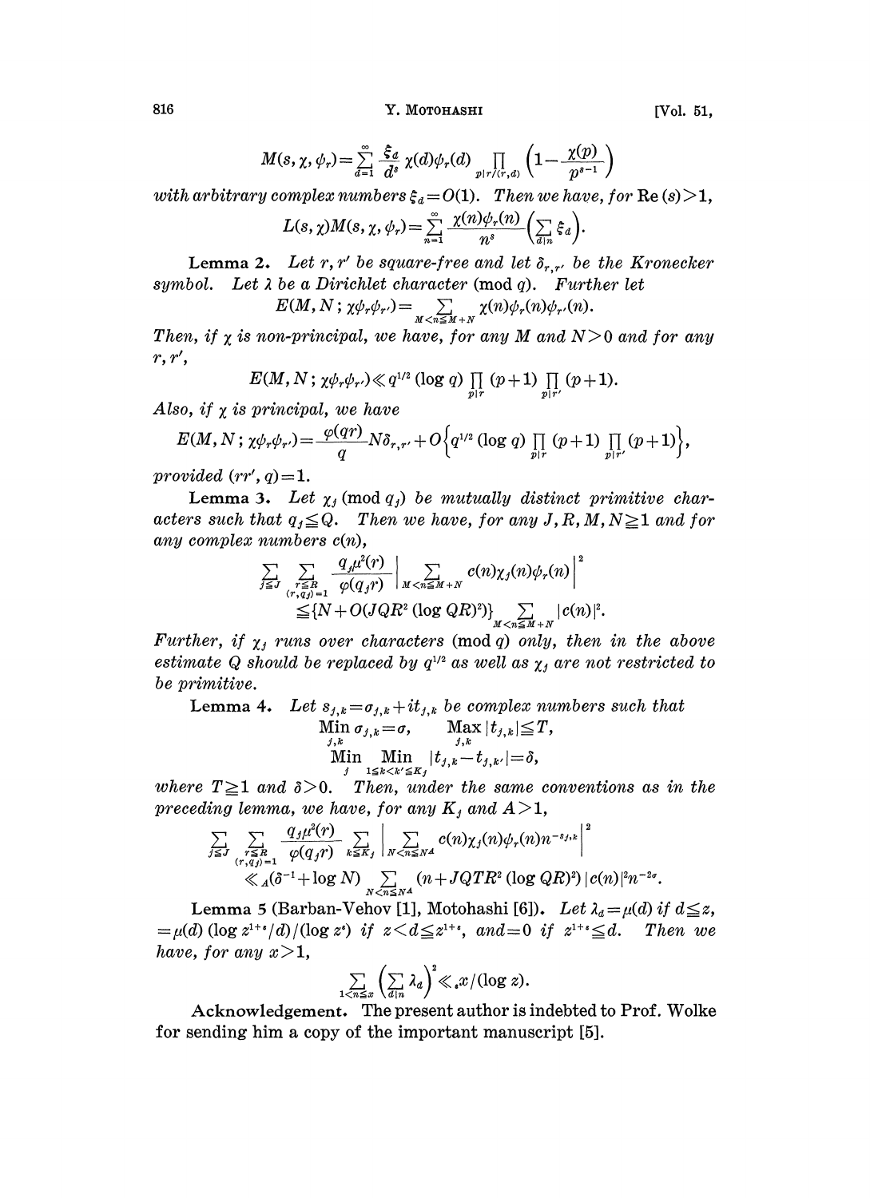$$M(s,\chi,\psi_r)=\sum_{d=1}^{\infty}\frac{\xi_d}{d^s}\chi(d)\psi_r(d)\prod_{p|r/(r,d)}\left(1-\frac{\chi(p)}{p^{s-1}}\right)$$

*with arbitrary complex numbers* $\xi_d=O(1)$. *Then we have, for* $\mathrm{Re}\,(s)>1$,

$$L(s,\chi)M(s,\chi,\psi_r)=\sum_{n=1}^{\infty}\frac{\chi(n)\psi_r(n)}{n^s}\Big(\sum_{d|n}\xi_d\Big).$$

**Lemma 2.** *Let* $r, r'$ *be square-free and let* $\delta_{r,r'}$ *be the Kronecker symbol. Let* $\lambda$ *be a Dirichlet character* (mod $q$). *Further let*

$$E(M,N;\chi\psi_r\psi_{r'})=\sum_{M<n\leqq M+N}\chi(n)\psi_r(n)\psi_{r'}(n).$$

*Then, if* $\chi$ *is non-principal, we have, for any* $M$ *and* $N>0$ *and for any* $r, r'$,

$$E(M,N;\chi\psi_r\psi_{r'})\ll q^{1/2}(\log q)\prod_{p|r}(p+1)\prod_{p|r'}(p+1).$$

*Also, if* $\chi$ *is principal, we have*

$$E(M,N;\chi\psi_r\psi_{r'})=\frac{\varphi(qr)}{q}N\delta_{r,r'}+O\Big\{q^{1/2}(\log q)\prod_{p|r}(p+1)\prod_{p|r'}(p+1)\Big\},$$

*provided* $(rr',q)=1$.

**Lemma 3.** *Let* $\chi_j$ (mod $q_j$) *be mutually distinct primitive characters such that* $q_j\leqq Q$. *Then we have, for any* $J,R,M,N\geqq 1$ *and for any complex numbers* $c(n)$,

$$\sum_{j\leqq J}\sum_{\substack{r\leqq R\\(r,q_j)=1}}\frac{q_j\mu^2(r)}{\varphi(q_jr)}\Big|\sum_{M<n\leqq M+N}c(n)\chi_j(n)\psi_r(n)\Big|^2 \leqq\{N+O(JQR^2(\log QR)^2)\}\sum_{M<n\leqq M+N}|c(n)|^2.$$

*Further, if* $\chi_j$ *runs over characters* (mod $q$) *only, then in the above estimate* $Q$ *should be replaced by* $q^{1/2}$ *as well as* $\chi_j$ *are not restricted to be primitive.*

**Lemma 4.** *Let* $s_{j,k}=\sigma_{j,k}+it_{j,k}$ *be complex numbers such that*

$$\operatorname*{Min}_{j,k}\sigma_{j,k}=\sigma,\qquad \operatorname*{Max}_{j,k}|t_{j,k}|\leqq T,$$
$$\operatorname*{Min}_{j}\operatorname*{Min}_{1\leqq k<k'\leqq K_j}|t_{j,k}-t_{j,k'}|=\delta,$$

*where* $T\geqq 1$ *and* $\delta>0$. *Then, under the same conventions as in the preceding lemma, we have, for any* $K_j$ *and* $A>1$,

$$\sum_{j\leqq J}\sum_{\substack{r\leqq R\\(r,q_j)=1}}\frac{q_j\mu^2(r)}{\varphi(q_jr)}\sum_{k\leqq K_j}\Big|\sum_{N<n\leqq N^A}c(n)\chi_j(n)\psi_r(n)n^{-s_{j,k}}\Big|^2 \ll_A(\delta^{-1}+\log N)\sum_{N<n\leqq N^A}(n+JQTR^2(\log QR)^2)|c(n)|^2n^{-2\sigma}.$$

**Lemma 5** (Barban-Vehov [1], Motohashi [6]). *Let* $\lambda_d=\mu(d)$ *if* $d\leqq z$, $=\mu(d)(\log z^{1+\varepsilon}/d)/(\log z^{\varepsilon})$ *if* $z<d\leqq z^{1+\varepsilon}$, *and* $=0$ *if* $z^{1+\varepsilon}\leqq d$. *Then we have, for any* $x>1$,

$$\sum_{1<n\leqq x}\Big(\sum_{d|n}\lambda_d\Big)^2\ll_\varepsilon x/(\log z).$$

**Acknowledgement.** The present author is indebted to Prof. Wolke for sending him a copy of the important manuscript [5].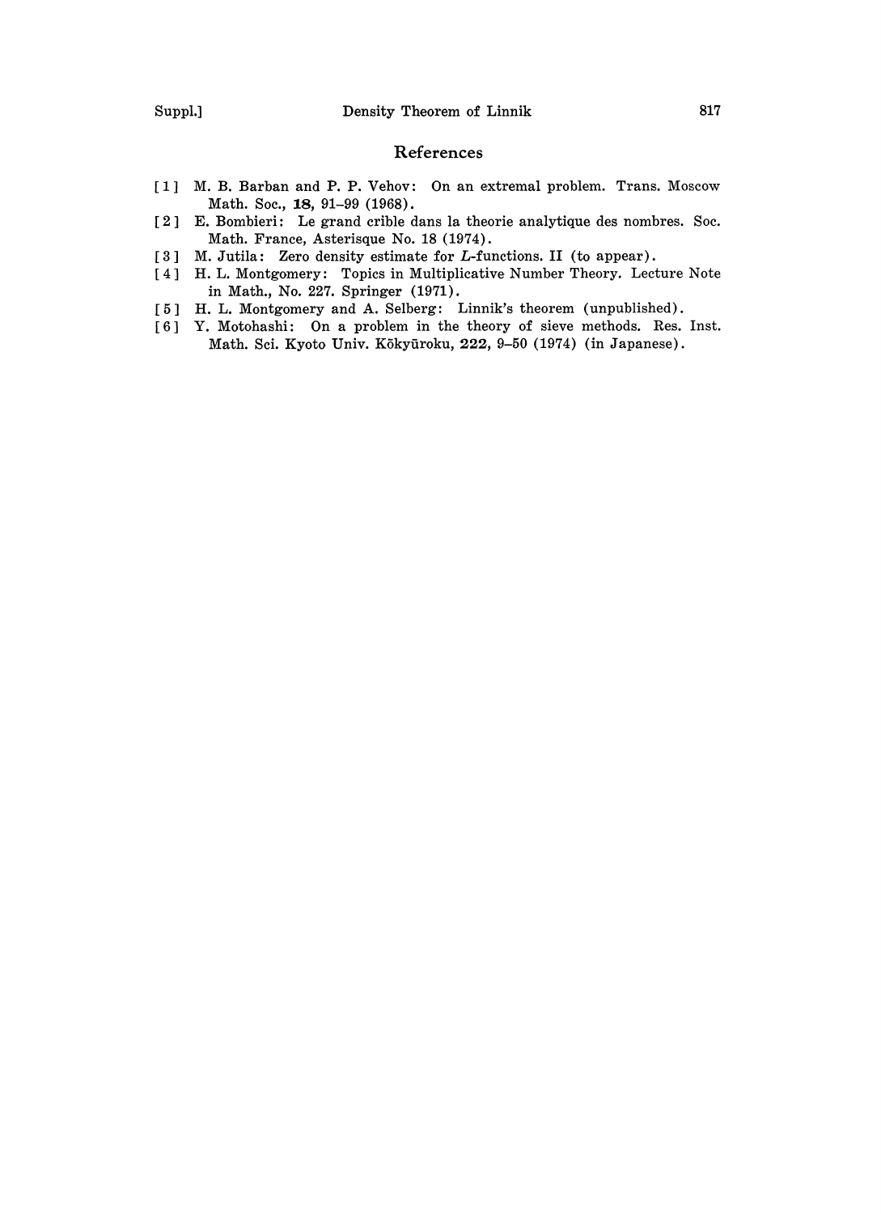## References

[1] M. B. Barban and P. P. Vehov: On an extremal problem. Trans. Moscow Math. Soc., **18**, 91–99 (1968).

[2] E. Bombieri: Le grand crible dans la theorie analytique des nombres. Soc. Math. France, Asterisque No. 18 (1974).

[3] M. Jutila: Zero density estimate for *L*-functions. II (to appear).

[4] H. L. Montgomery: Topics in Multiplicative Number Theory. Lecture Note in Math., No. 227. Springer (1971).

[5] H. L. Montgomery and A. Selberg: Linnik's theorem (unpublished).

[6] Y. Motohashi: On a problem in the theory of sieve methods. Res. Inst. Math. Sci. Kyoto Univ. Kōkyūroku, **222**, 9–50 (1974) (in Japanese).